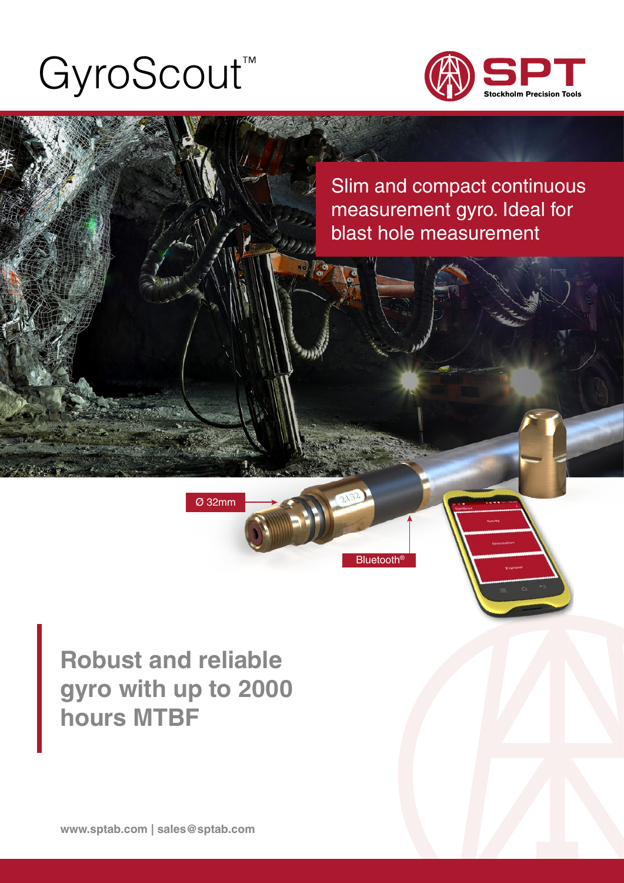# GyroScout™

SPT
Stockholm Precision Tools

Slim and compact continuous measurement gyro. Ideal for blast hole measurement

Ø 32mm

Bluetooth®

## Robust and reliable gyro with up to 2000 hours MTBF

www.sptab.com | sales@sptab.com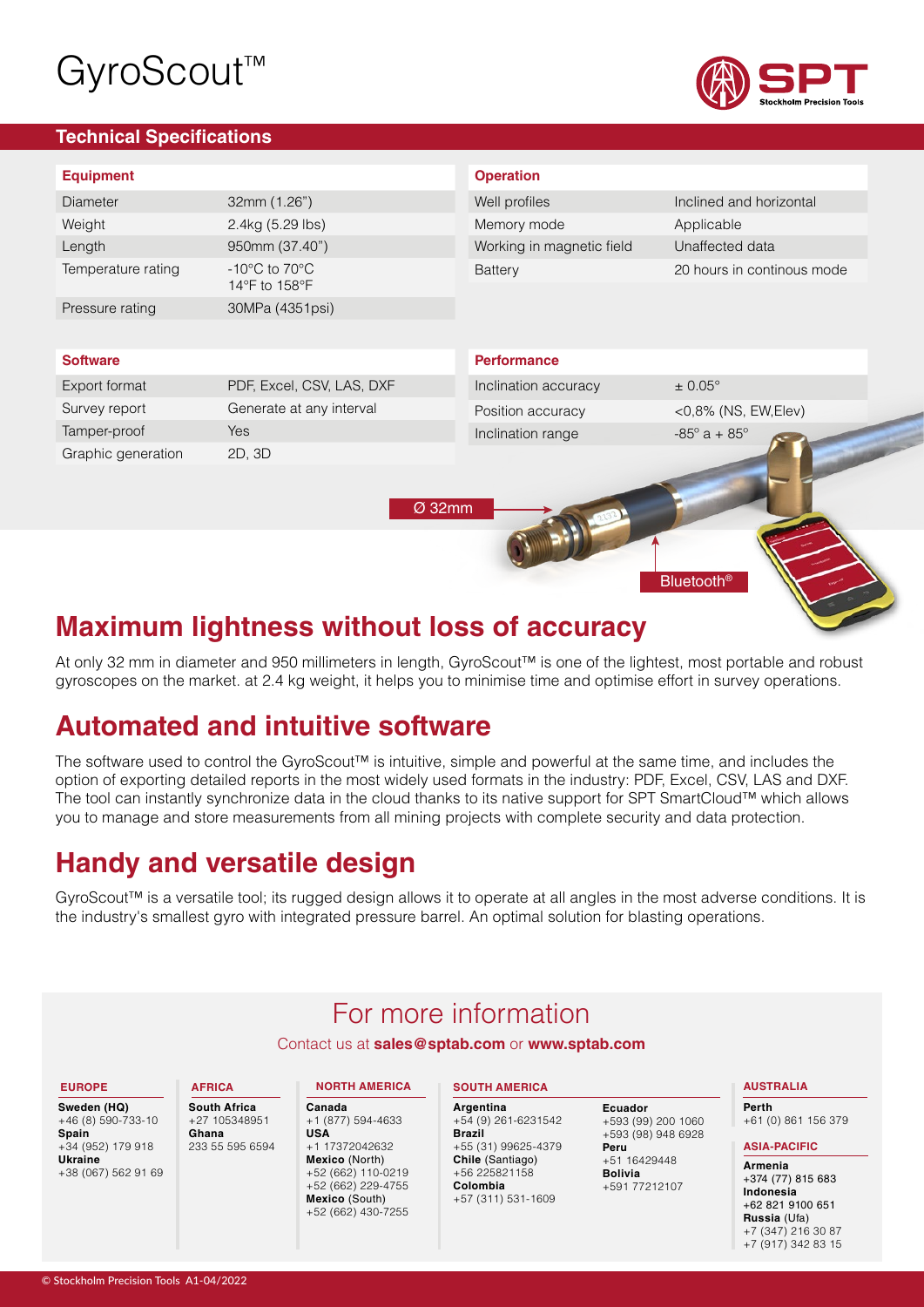# GyroScout™

## Technical Specifications

| Equipment | |
|---|---|
| Diameter | 32mm (1.26") |
| Weight | 2.4kg (5.29 lbs) |
| Length | 950mm (37.40") |
| Temperature rating | -10°C to 70°C 14°F to 158°F |
| Pressure rating | 30MPa (4351psi) |

| Operation | |
|---|---|
| Well profiles | Inclined and horizontal |
| Memory mode | Applicable |
| Working in magnetic field | Unaffected data |
| Battery | 20 hours in continous mode |

| Software | |
|---|---|
| Export format | PDF, Excel, CSV, LAS, DXF |
| Survey report | Generate at any interval |
| Tamper-proof | Yes |
| Graphic generation | 2D, 3D |

| Performance | |
|---|---|
| Inclination accuracy | ± 0.05° |
| Position accuracy | <0,8% (NS, EW,Elev) |
| Inclination range | -85° a + 85° |

Ø 32mm

Bluetooth®

## Maximum lightness without loss of accuracy

At only 32 mm in diameter and 950 millimeters in length, GyroScout™ is one of the lightest, most portable and robust gyroscopes on the market. at 2.4 kg weight, it helps you to minimise time and optimise effort in survey operations.

## Automated and intuitive software

The software used to control the GyroScout™ is intuitive, simple and powerful at the same time, and includes the option of exporting detailed reports in the most widely used formats in the industry: PDF, Excel, CSV, LAS and DXF. The tool can instantly synchronize data in the cloud thanks to its native support for SPT SmartCloud™ which allows you to manage and store measurements from all mining projects with complete security and data protection.

## Handy and versatile design

GyroScout™ is a versatile tool; its rugged design allows it to operate at all angles in the most adverse conditions. It is the industry's smallest gyro with integrated pressure barrel. An optimal solution for blasting operations.

## For more information

Contact us at **sales@sptab.com** or **www.sptab.com**

**EUROPE**

**Sweden (HQ)**
+46 (8) 590-733-10
**Spain**
+34 (952) 179 918
**Ukraine**
+38 (067) 562 91 69

**AFRICA**

**South Africa**
+27 105348951
**Ghana**
233 55 595 6594

**NORTH AMERICA**

**Canada**
+1 (877) 594-4633
**USA**
+1 17372042632
**Mexico** (North)
+52 (662) 110-0219
+52 (662) 229-4755
**Mexico** (South)
+52 (662) 430-7255

**SOUTH AMERICA**

**Argentina**
+54 (9) 261-6231542
**Brazil**
+55 (31) 99625-4379
**Chile** (Santiago)
+56 225821158
**Colombia**
+57 (311) 531-1609
**Ecuador**
+593 (99) 200 1060
+593 (98) 948 6928
**Peru**
+51 16429448
**Bolivia**
+591 77212107

**AUSTRALIA**

**Perth**
+61 (0) 861 156 379

**ASIA-PACIFIC**

**Armenia**
+374 (77) 815 683
**Indonesia**
+62 821 9100 651
**Russia** (Ufa)
+7 (347) 216 30 87
+7 (917) 342 83 15

© Stockholm Precision Tools A1-04/2022